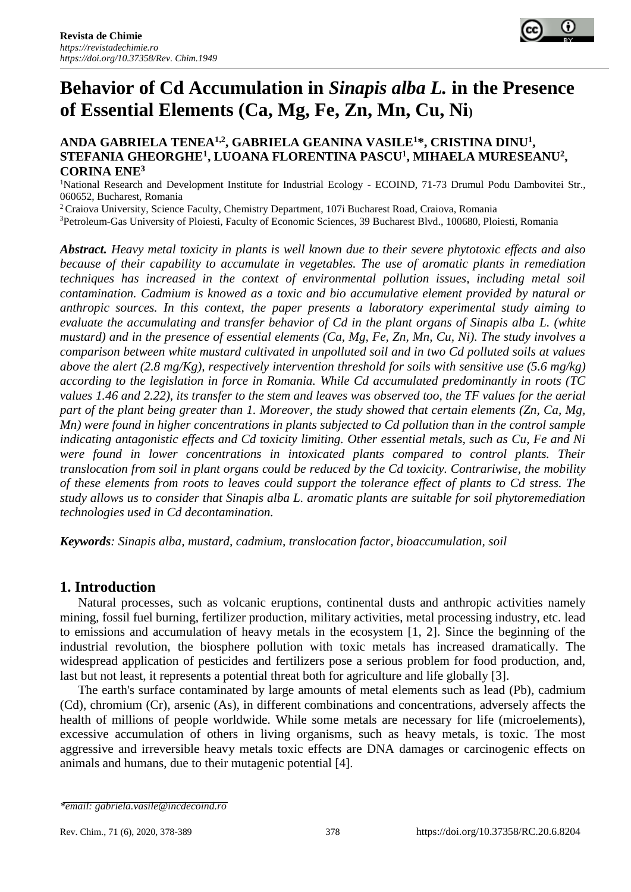Revista de Chimie
*https://revistadechimie.ro*
*https://doi.org/10.37358/Rev. Chim.1949*

# Behavior of Cd Accumulation in *Sinapis alba L.* in the Presence of Essential Elements (Ca, Mg, Fe, Zn, Mn, Cu, Ni)

**ANDA GABRIELA TENEA[1,2], GABRIELA GEANINA VASILE[1]\*, CRISTINA DINU[1], STEFANIA GHEORGHE[1], LUOANA FLORENTINA PASCU[1], MIHAELA MURESEANU[2], CORINA ENE[3]**

[1]National Research and Development Institute for Industrial Ecology - ECOIND, 71-73 Drumul Podu Dambovitei Str., 060652, Bucharest, Romania

[2]Craiova University, Science Faculty, Chemistry Department, 107i Bucharest Road, Craiova, Romania

[3]Petroleum-Gas University of Ploiesti, Faculty of Economic Sciences, 39 Bucharest Blvd., 100680, Ploiesti, Romania

***Abstract.*** *Heavy metal toxicity in plants is well known due to their severe phytotoxic effects and also because of their capability to accumulate in vegetables. The use of aromatic plants in remediation techniques has increased in the context of environmental pollution issues, including metal soil contamination. Cadmium is knowed as a toxic and bio accumulative element provided by natural or anthropic sources. In this context, the paper presents a laboratory experimental study aiming to evaluate the accumulating and transfer behavior of Cd in the plant organs of Sinapis alba L. (white mustard) and in the presence of essential elements (Ca, Mg, Fe, Zn, Mn, Cu, Ni). The study involves a comparison between white mustard cultivated in unpolluted soil and in two Cd polluted soils at values above the alert (2.8 mg/Kg), respectively intervention threshold for soils with sensitive use (5.6 mg/kg) according to the legislation in force in Romania. While Cd accumulated predominantly in roots (TC values 1.46 and 2.22), its transfer to the stem and leaves was observed too, the TF values for the aerial part of the plant being greater than 1. Moreover, the study showed that certain elements (Zn, Ca, Mg, Mn) were found in higher concentrations in plants subjected to Cd pollution than in the control sample indicating antagonistic effects and Cd toxicity limiting. Other essential metals, such as Cu, Fe and Ni were found in lower concentrations in intoxicated plants compared to control plants. Their translocation from soil in plant organs could be reduced by the Cd toxicity. Contrariwise, the mobility of these elements from roots to leaves could support the tolerance effect of plants to Cd stress. The study allows us to consider that Sinapis alba L. aromatic plants are suitable for soil phytoremediation technologies used in Cd decontamination.*

***Keywords****: Sinapis alba, mustard, cadmium, translocation factor, bioaccumulation, soil*

## 1. Introduction

Natural processes, such as volcanic eruptions, continental dusts and anthropic activities namely mining, fossil fuel burning, fertilizer production, military activities, metal processing industry, etc. lead to emissions and accumulation of heavy metals in the ecosystem [1, 2]. Since the beginning of the industrial revolution, the biosphere pollution with toxic metals has increased dramatically. The widespread application of pesticides and fertilizers pose a serious problem for food production, and, last but not least, it represents a potential threat both for agriculture and life globally [3].

The earth's surface contaminated by large amounts of metal elements such as lead (Pb), cadmium (Cd), chromium (Cr), arsenic (As), in different combinations and concentrations, adversely affects the health of millions of people worldwide. While some metals are necessary for life (microelements), excessive accumulation of others in living organisms, such as heavy metals, is toxic. The most aggressive and irreversible heavy metals toxic effects are DNA damages or carcinogenic effects on animals and humans, due to their mutagenic potential [4].

*\*email: gabriela.vasile@incdecoind.ro*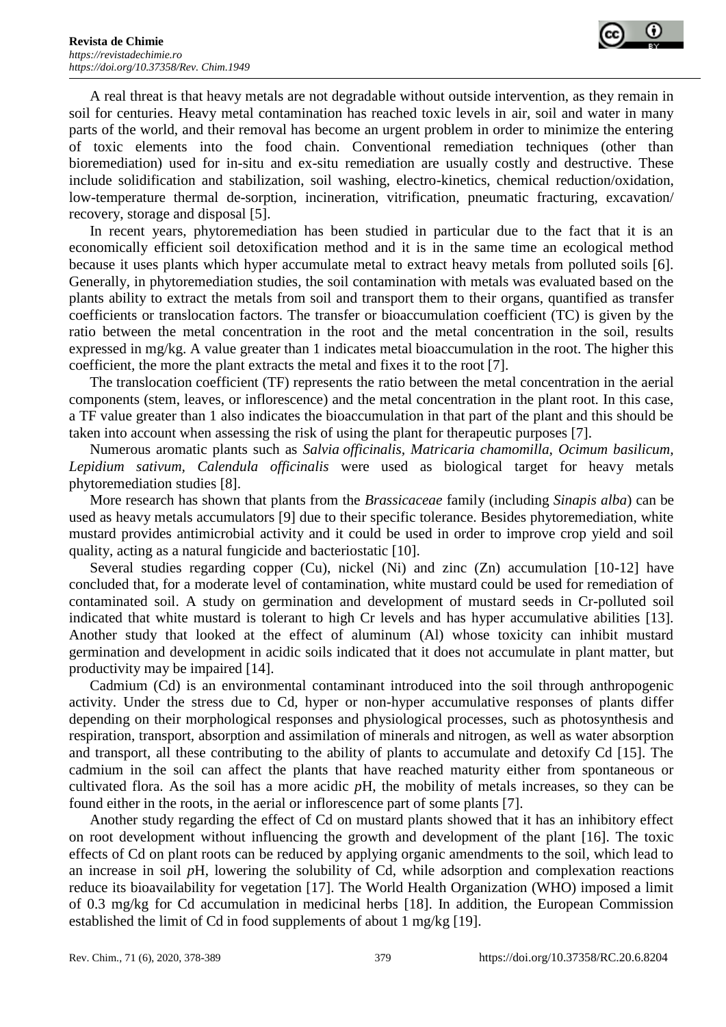A real threat is that heavy metals are not degradable without outside intervention, as they remain in soil for centuries. Heavy metal contamination has reached toxic levels in air, soil and water in many parts of the world, and their removal has become an urgent problem in order to minimize the entering of toxic elements into the food chain. Conventional remediation techniques (other than bioremediation) used for in-situ and ex-situ remediation are usually costly and destructive. These include solidification and stabilization, soil washing, electro-kinetics, chemical reduction/oxidation, low-temperature thermal de-sorption, incineration, vitrification, pneumatic fracturing, excavation/ recovery, storage and disposal [5].

In recent years, phytoremediation has been studied in particular due to the fact that it is an economically efficient soil detoxification method and it is in the same time an ecological method because it uses plants which hyper accumulate metal to extract heavy metals from polluted soils [6]. Generally, in phytoremediation studies, the soil contamination with metals was evaluated based on the plants ability to extract the metals from soil and transport them to their organs, quantified as transfer coefficients or translocation factors. The transfer or bioaccumulation coefficient (TC) is given by the ratio between the metal concentration in the root and the metal concentration in the soil, results expressed in mg/kg. A value greater than 1 indicates metal bioaccumulation in the root. The higher this coefficient, the more the plant extracts the metal and fixes it to the root [7].

The translocation coefficient (TF) represents the ratio between the metal concentration in the aerial components (stem, leaves, or inflorescence) and the metal concentration in the plant root. In this case, a TF value greater than 1 also indicates the bioaccumulation in that part of the plant and this should be taken into account when assessing the risk of using the plant for therapeutic purposes [7].

Numerous aromatic plants such as *Salvia officinalis, Matricaria chamomilla, Ocimum basilicum, Lepidium sativum, Calendula officinalis* were used as biological target for heavy metals phytoremediation studies [8].

More research has shown that plants from the *Brassicaceae* family (including *Sinapis alba*) can be used as heavy metals accumulators [9] due to their specific tolerance. Besides phytoremediation, white mustard provides antimicrobial activity and it could be used in order to improve crop yield and soil quality, acting as a natural fungicide and bacteriostatic [10].

Several studies regarding copper (Cu), nickel (Ni) and zinc (Zn) accumulation [10-12] have concluded that, for a moderate level of contamination, white mustard could be used for remediation of contaminated soil. A study on germination and development of mustard seeds in Cr-polluted soil indicated that white mustard is tolerant to high Cr levels and has hyper accumulative abilities [13]. Another study that looked at the effect of aluminum (Al) whose toxicity can inhibit mustard germination and development in acidic soils indicated that it does not accumulate in plant matter, but productivity may be impaired [14].

Cadmium (Cd) is an environmental contaminant introduced into the soil through anthropogenic activity. Under the stress due to Cd, hyper or non-hyper accumulative responses of plants differ depending on their morphological responses and physiological processes, such as photosynthesis and respiration, transport, absorption and assimilation of minerals and nitrogen, as well as water absorption and transport, all these contributing to the ability of plants to accumulate and detoxify Cd [15]. The cadmium in the soil can affect the plants that have reached maturity either from spontaneous or cultivated flora. As the soil has a more acidic *p*H, the mobility of metals increases, so they can be found either in the roots, in the aerial or inflorescence part of some plants [7].

Another study regarding the effect of Cd on mustard plants showed that it has an inhibitory effect on root development without influencing the growth and development of the plant [16]. The toxic effects of Cd on plant roots can be reduced by applying organic amendments to the soil, which lead to an increase in soil *p*H, lowering the solubility of Cd, while adsorption and complexation reactions reduce its bioavailability for vegetation [17]. The World Health Organization (WHO) imposed a limit of 0.3 mg/kg for Cd accumulation in medicinal herbs [18]. In addition, the European Commission established the limit of Cd in food supplements of about 1 mg/kg [19].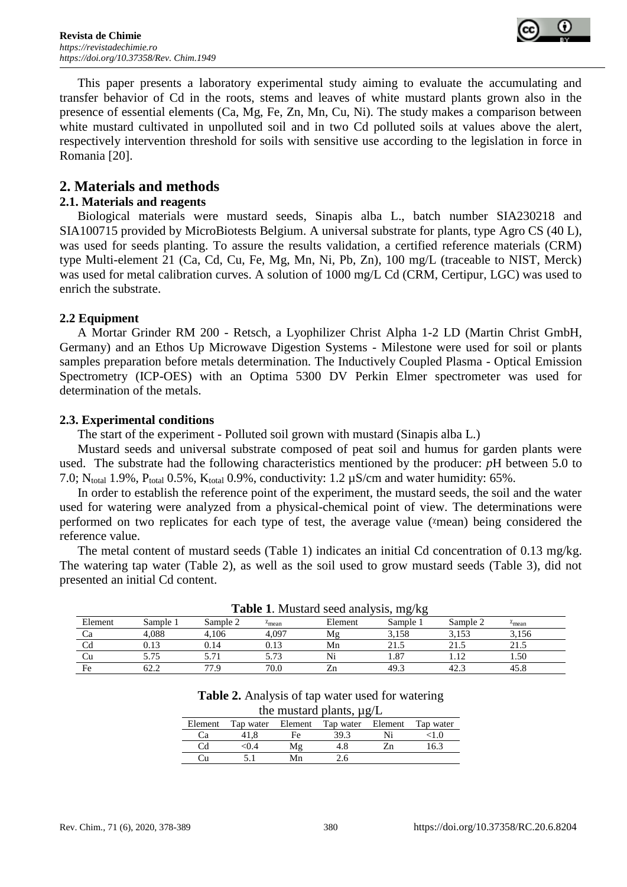This paper presents a laboratory experimental study aiming to evaluate the accumulating and transfer behavior of Cd in the roots, stems and leaves of white mustard plants grown also in the presence of essential elements (Ca, Mg, Fe, Zn, Mn, Cu, Ni). The study makes a comparison between white mustard cultivated in unpolluted soil and in two Cd polluted soils at values above the alert, respectively intervention threshold for soils with sensitive use according to the legislation in force in Romania [20].

## 2. Materials and methods

### 2.1. Materials and reagents

Biological materials were mustard seeds, Sinapis alba L., batch number SIA230218 and SIA100715 provided by MicroBiotests Belgium. A universal substrate for plants, type Agro CS (40 L), was used for seeds planting. To assure the results validation, a certified reference materials (CRM) type Multi-element 21 (Ca, Cd, Cu, Fe, Mg, Mn, Ni, Pb, Zn), 100 mg/L (traceable to NIST, Merck) was used for metal calibration curves. A solution of 1000 mg/L Cd (CRM, Certipur, LGC) was used to enrich the substrate.

### 2.2 Equipment

A Mortar Grinder RM 200 - Retsch, a Lyophilizer Christ Alpha 1-2 LD (Martin Christ GmbH, Germany) and an Ethos Up Microwave Digestion Systems - Milestone were used for soil or plants samples preparation before metals determination. The Inductively Coupled Plasma - Optical Emission Spectrometry (ICP-OES) with an Optima 5300 DV Perkin Elmer spectrometer was used for determination of the metals.

### 2.3. Experimental conditions

The start of the experiment - Polluted soil grown with mustard (Sinapis alba L.)

Mustard seeds and universal substrate composed of peat soil and humus for garden plants were used. The substrate had the following characteristics mentioned by the producer: *p*H between 5.0 to 7.0; $N_{total}$ 1.9%, $P_{total}$ 0.5%, $K_{total}$ 0.9%, conductivity: 1.2 µS/cm and water humidity: 65%.

In order to establish the reference point of the experiment, the mustard seeds, the soil and the water used for watering were analyzed from a physical-chemical point of view. The determinations were performed on two replicates for each type of test, the average value ($\chi$mean) being considered the reference value.

The metal content of mustard seeds (Table 1) indicates an initial Cd concentration of 0.13 mg/kg. The watering tap water (Table 2), as well as the soil used to grow mustard seeds (Table 3), did not presented an initial Cd content.

**Table 1**. Mustard seed analysis, mg/kg

| Element | Sample 1 | Sample 2 | $\chi_{mean}$ | Element | Sample 1 | Sample 2 | $\chi_{mean}$ |
|---|---|---|---|---|---|---|---|
| Ca | 4,088 | 4,106 | 4,097 | Mg | 3,158 | 3,153 | 3,156 |
| Cd | 0.13 | 0.14 | 0.13 | Mn | 21.5 | 21.5 | 21.5 |
| Cu | 5.75 | 5.71 | 5.73 | Ni | 1.87 | 1.12 | 1.50 |
| Fe | 62.2 | 77.9 | 70.0 | Zn | 49.3 | 42.3 | 45.8 |

**Table 2.** Analysis of tap water used for watering the mustard plants, µg/L

| Element | Tap water | Element | Tap water | Element | Tap water |
|---|---|---|---|---|---|
| Ca | 41,8 | Fe | 39.3 | Ni | <1.0 |
| Cd | <0.4 | Mg | 4.8 | Zn | 16.3 |
| Cu | 5.1 | Mn | 2.6 | | |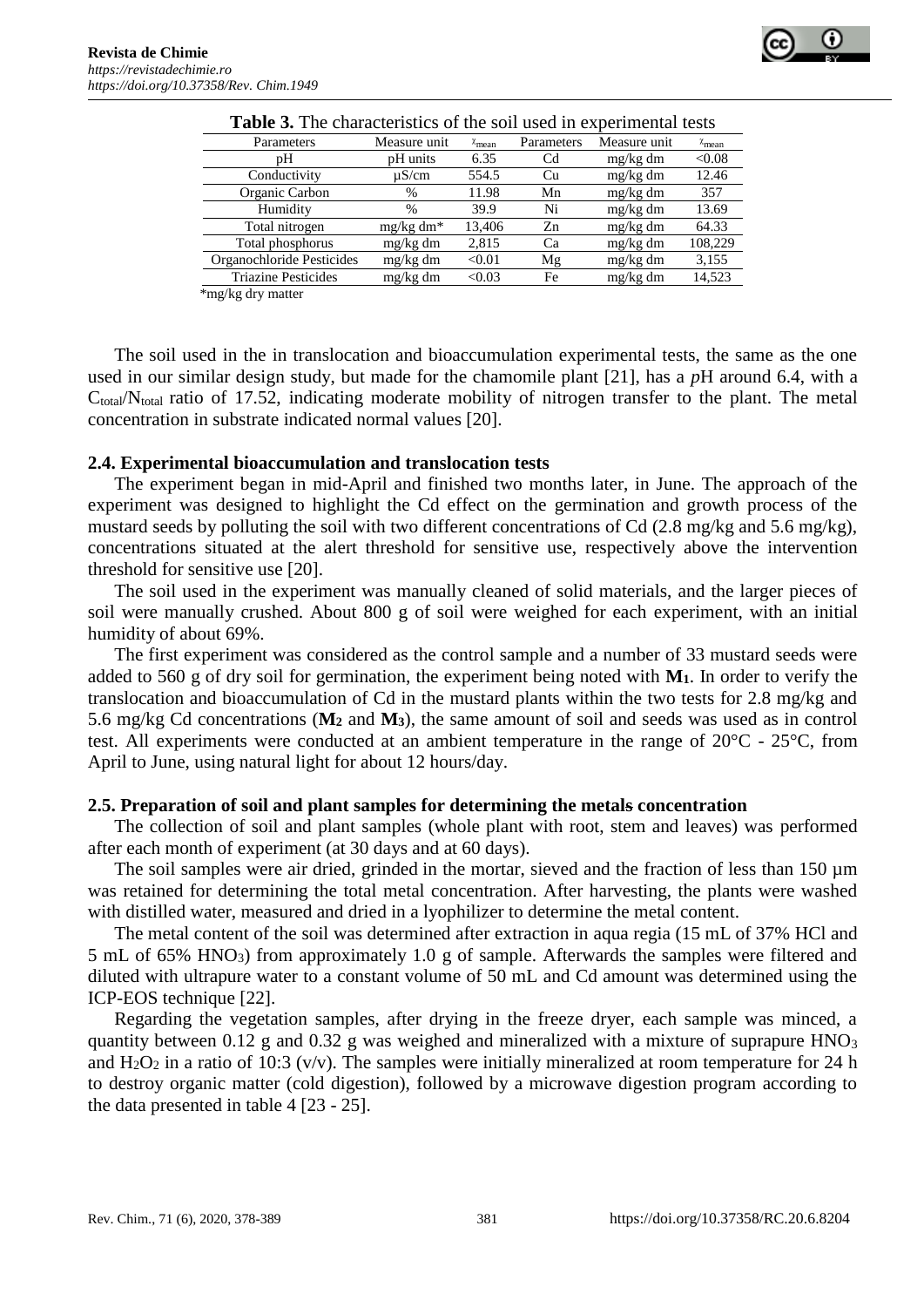**Table 3.** The characteristics of the soil used in experimental tests

| Parameters | Measure unit | $\bar{x}_{mean}$ | Parameters | Measure unit | $\bar{x}_{mean}$ |
|---|---|---|---|---|---|
| pH | pH units | 6.35 | Cd | mg/kg dm | <0.08 |
| Conductivity | μS/cm | 554.5 | Cu | mg/kg dm | 12.46 |
| Organic Carbon | % | 11.98 | Mn | mg/kg dm | 357 |
| Humidity | % | 39.9 | Ni | mg/kg dm | 13.69 |
| Total nitrogen | mg/kg dm* | 13,406 | Zn | mg/kg dm | 64.33 |
| Total phosphorus | mg/kg dm | 2,815 | Ca | mg/kg dm | 108,229 |
| Organochloride Pesticides | mg/kg dm | <0.01 | Mg | mg/kg dm | 3,155 |
| Triazine Pesticides | mg/kg dm | <0.03 | Fe | mg/kg dm | 14,523 |

*mg/kg dry matter

The soil used in the in translocation and bioaccumulation experimental tests, the same as the one used in our similar design study, but made for the chamomile plant [21], has a *p*H around 6.4, with a $C_{total}/N_{total}$ ratio of 17.52, indicating moderate mobility of nitrogen transfer to the plant. The metal concentration in substrate indicated normal values [20].

## 2.4. Experimental bioaccumulation and translocation tests

The experiment began in mid-April and finished two months later, in June. The approach of the experiment was designed to highlight the Cd effect on the germination and growth process of the mustard seeds by polluting the soil with two different concentrations of Cd (2.8 mg/kg and 5.6 mg/kg), concentrations situated at the alert threshold for sensitive use, respectively above the intervention threshold for sensitive use [20].

The soil used in the experiment was manually cleaned of solid materials, and the larger pieces of soil were manually crushed. About 800 g of soil were weighed for each experiment, with an initial humidity of about 69%.

The first experiment was considered as the control sample and a number of 33 mustard seeds were added to 560 g of dry soil for germination, the experiment being noted with $\mathbf{M_1}$. In order to verify the translocation and bioaccumulation of Cd in the mustard plants within the two tests for 2.8 mg/kg and 5.6 mg/kg Cd concentrations ($\mathbf{M_2}$ and $\mathbf{M_3}$), the same amount of soil and seeds was used as in control test. All experiments were conducted at an ambient temperature in the range of 20°C - 25°C, from April to June, using natural light for about 12 hours/day.

## 2.5. Preparation of soil and plant samples for determining the metals concentration

The collection of soil and plant samples (whole plant with root, stem and leaves) was performed after each month of experiment (at 30 days and at 60 days).

The soil samples were air dried, grinded in the mortar, sieved and the fraction of less than 150 µm was retained for determining the total metal concentration. After harvesting, the plants were washed with distilled water, measured and dried in a lyophilizer to determine the metal content.

The metal content of the soil was determined after extraction in aqua regia (15 mL of 37% HCl and 5 mL of 65% $HNO_3$) from approximately 1.0 g of sample. Afterwards the samples were filtered and diluted with ultrapure water to a constant volume of 50 mL and Cd amount was determined using the ICP-EOS technique [22].

Regarding the vegetation samples, after drying in the freeze dryer, each sample was minced, a quantity between 0.12 g and 0.32 g was weighed and mineralized with a mixture of suprapure $HNO_3$ and $H_2O_2$ in a ratio of 10:3 (v/v). The samples were initially mineralized at room temperature for 24 h to destroy organic matter (cold digestion), followed by a microwave digestion program according to the data presented in table 4 [23 - 25].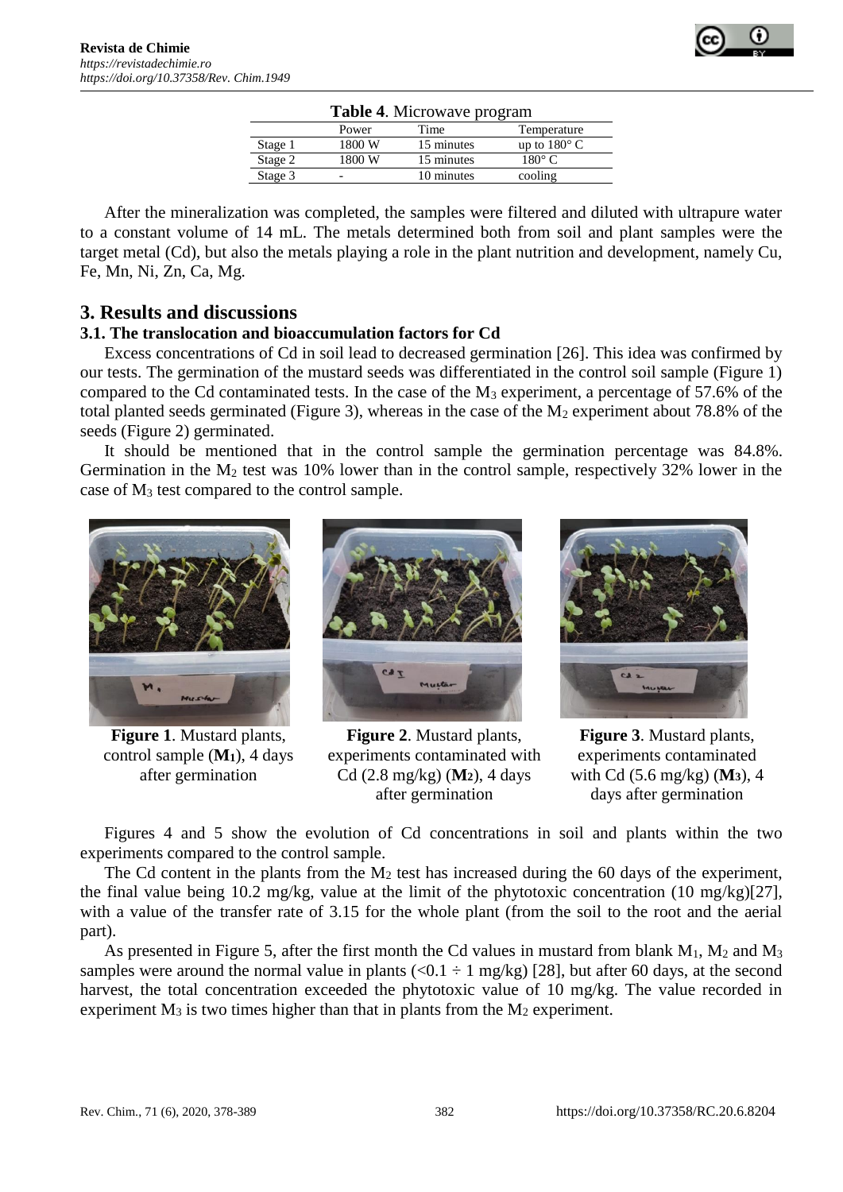**Table 4**. Microwave program

| | Power | Time | Temperature |
|---|---|---|---|
| Stage 1 | 1800 W | 15 minutes | up to 180° C |
| Stage 2 | 1800 W | 15 minutes | 180° C |
| Stage 3 | - | 10 minutes | cooling |

After the mineralization was completed, the samples were filtered and diluted with ultrapure water to a constant volume of 14 mL. The metals determined both from soil and plant samples were the target metal (Cd), but also the metals playing a role in the plant nutrition and development, namely Cu, Fe, Mn, Ni, Zn, Ca, Mg.

## 3. Results and discussions

### 3.1. The translocation and bioaccumulation factors for Cd

Excess concentrations of Cd in soil lead to decreased germination [26]. This idea was confirmed by our tests. The germination of the mustard seeds was differentiated in the control soil sample (Figure 1) compared to the Cd contaminated tests. In the case of the $M_3$ experiment, a percentage of 57.6% of the total planted seeds germinated (Figure 3), whereas in the case of the $M_2$ experiment about 78.8% of the seeds (Figure 2) germinated.

It should be mentioned that in the control sample the germination percentage was 84.8%. Germination in the $M_2$ test was 10% lower than in the control sample, respectively 32% lower in the case of $M_3$ test compared to the control sample.

**Figure 1**. Mustard plants, control sample (**$M_1$**), 4 days after germination

**Figure 2**. Mustard plants, experiments contaminated with Cd (2.8 mg/kg) (**$M_2$**), 4 days after germination

**Figure 3**. Mustard plants, experiments contaminated with Cd (5.6 mg/kg) (**$M_3$**), 4 days after germination

Figures 4 and 5 show the evolution of Cd concentrations in soil and plants within the two experiments compared to the control sample.

The Cd content in the plants from the $M_2$ test has increased during the 60 days of the experiment, the final value being 10.2 mg/kg, value at the limit of the phytotoxic concentration (10 mg/kg)[27], with a value of the transfer rate of 3.15 for the whole plant (from the soil to the root and the aerial part).

As presented in Figure 5, after the first month the Cd values in mustard from blank $M_1$, $M_2$ and $M_3$ samples were around the normal value in plants (<0.1 ÷ 1 mg/kg) [28], but after 60 days, at the second harvest, the total concentration exceeded the phytotoxic value of 10 mg/kg. The value recorded in experiment $M_3$ is two times higher than that in plants from the $M_2$ experiment.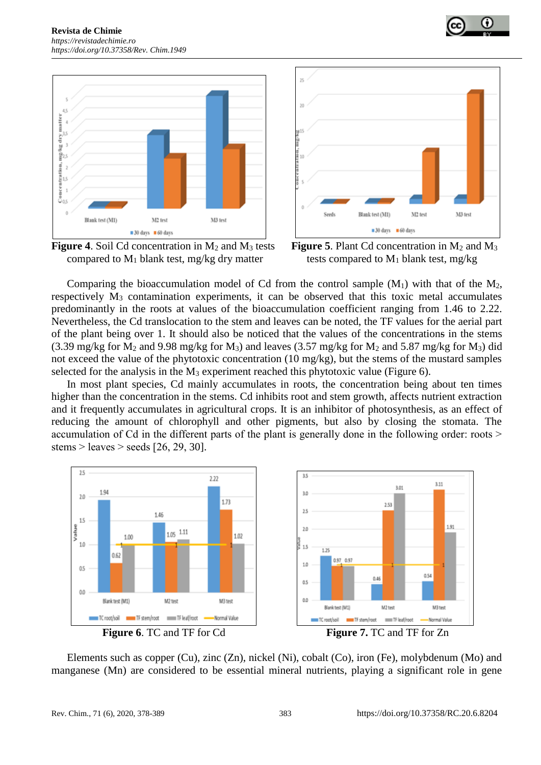**Figure 4**. Soil Cd concentration in $M_2$ and $M_3$ tests compared to $M_1$ blank test, mg/kg dry matter

**Figure 5**. Plant Cd concentration in $M_2$ and $M_3$ tests compared to $M_1$ blank test, mg/kg

Comparing the bioaccumulation model of Cd from the control sample ($M_1$) with that of the $M_2$, respectively $M_3$ contamination experiments, it can be observed that this toxic metal accumulates predominantly in the roots at values of the bioaccumulation coefficient ranging from 1.46 to 2.22. Nevertheless, the Cd translocation to the stem and leaves can be noted, the TF values for the aerial part of the plant being over 1. It should also be noticed that the values of the concentrations in the stems (3.39 mg/kg for $M_2$ and 9.98 mg/kg for $M_3$) and leaves (3.57 mg/kg for $M_2$ and 5.87 mg/kg for $M_3$) did not exceed the value of the phytotoxic concentration (10 mg/kg), but the stems of the mustard samples selected for the analysis in the $M_3$ experiment reached this phytotoxic value (Figure 6).

In most plant species, Cd mainly accumulates in roots, the concentration being about ten times higher than the concentration in the stems. Cd inhibits root and stem growth, affects nutrient extraction and it frequently accumulates in agricultural crops. It is an inhibitor of photosynthesis, as an effect of reducing the amount of chlorophyll and other pigments, but also by closing the stomata. The accumulation of Cd in the different parts of the plant is generally done in the following order: roots > stems > leaves > seeds [26, 29, 30].

**Figure 6**. TC and TF for Cd

**Figure 7**. TC and TF for Zn

Elements such as copper (Cu), zinc (Zn), nickel (Ni), cobalt (Co), iron (Fe), molybdenum (Mo) and manganese (Mn) are considered to be essential mineral nutrients, playing a significant role in gene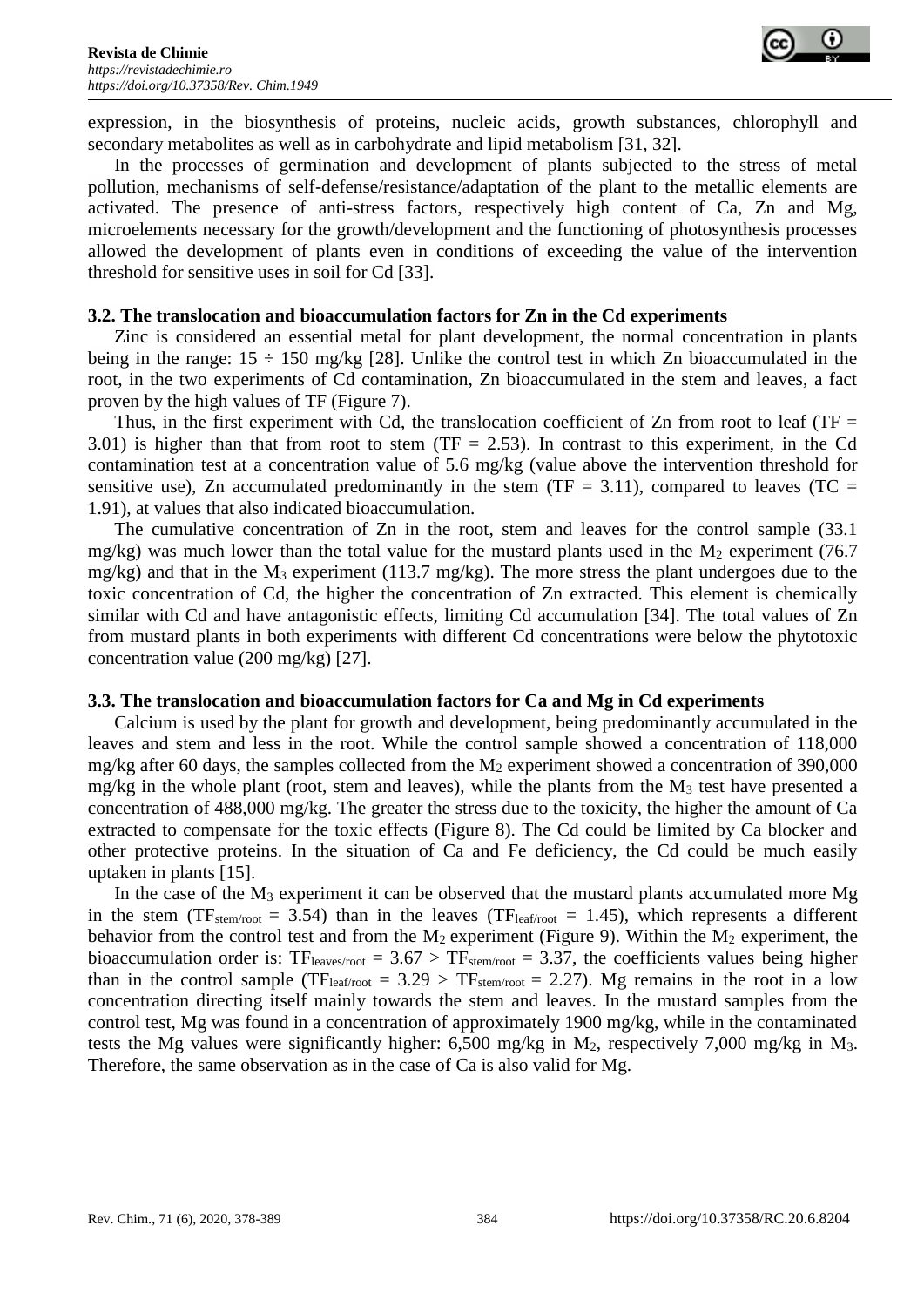expression, in the biosynthesis of proteins, nucleic acids, growth substances, chlorophyll and secondary metabolites as well as in carbohydrate and lipid metabolism [31, 32].

In the processes of germination and development of plants subjected to the stress of metal pollution, mechanisms of self-defense/resistance/adaptation of the plant to the metallic elements are activated. The presence of anti-stress factors, respectively high content of Ca, Zn and Mg, microelements necessary for the growth/development and the functioning of photosynthesis processes allowed the development of plants even in conditions of exceeding the value of the intervention threshold for sensitive uses in soil for Cd [33].

### 3.2. The translocation and bioaccumulation factors for Zn in the Cd experiments

Zinc is considered an essential metal for plant development, the normal concentration in plants being in the range: 15 ÷ 150 mg/kg [28]. Unlike the control test in which Zn bioaccumulated in the root, in the two experiments of Cd contamination, Zn bioaccumulated in the stem and leaves, a fact proven by the high values of TF (Figure 7).

Thus, in the first experiment with Cd, the translocation coefficient of Zn from root to leaf (TF = 3.01) is higher than that from root to stem (TF = 2.53). In contrast to this experiment, in the Cd contamination test at a concentration value of 5.6 mg/kg (value above the intervention threshold for sensitive use), Zn accumulated predominantly in the stem (TF = 3.11), compared to leaves (TC = 1.91), at values that also indicated bioaccumulation.

The cumulative concentration of Zn in the root, stem and leaves for the control sample (33.1 mg/kg) was much lower than the total value for the mustard plants used in the $M_2$ experiment (76.7 mg/kg) and that in the $M_3$ experiment (113.7 mg/kg). The more stress the plant undergoes due to the toxic concentration of Cd, the higher the concentration of Zn extracted. This element is chemically similar with Cd and have antagonistic effects, limiting Cd accumulation [34]. The total values of Zn from mustard plants in both experiments with different Cd concentrations were below the phytotoxic concentration value (200 mg/kg) [27].

### 3.3. The translocation and bioaccumulation factors for Ca and Mg in Cd experiments

Calcium is used by the plant for growth and development, being predominantly accumulated in the leaves and stem and less in the root. While the control sample showed a concentration of 118,000 mg/kg after 60 days, the samples collected from the $M_2$ experiment showed a concentration of 390,000 mg/kg in the whole plant (root, stem and leaves), while the plants from the $M_3$ test have presented a concentration of 488,000 mg/kg. The greater the stress due to the toxicity, the higher the amount of Ca extracted to compensate for the toxic effects (Figure 8). The Cd could be limited by Ca blocker and other protective proteins. In the situation of Ca and Fe deficiency, the Cd could be much easily uptaken in plants [15].

In the case of the $M_3$ experiment it can be observed that the mustard plants accumulated more Mg in the stem ($TF_{stem/root}$ = 3.54) than in the leaves ($TF_{leaf/root}$ = 1.45), which represents a different behavior from the control test and from the $M_2$ experiment (Figure 9). Within the $M_2$ experiment, the bioaccumulation order is: $TF_{leaves/root} = 3.67 > TF_{stem/root} = 3.37$, the coefficients values being higher than in the control sample ($TF_{leaf/root} = 3.29 > TF_{stem/root} = 2.27$). Mg remains in the root in a low concentration directing itself mainly towards the stem and leaves. In the mustard samples from the control test, Mg was found in a concentration of approximately 1900 mg/kg, while in the contaminated tests the Mg values were significantly higher: 6,500 mg/kg in $M_2$, respectively 7,000 mg/kg in $M_3$. Therefore, the same observation as in the case of Ca is also valid for Mg.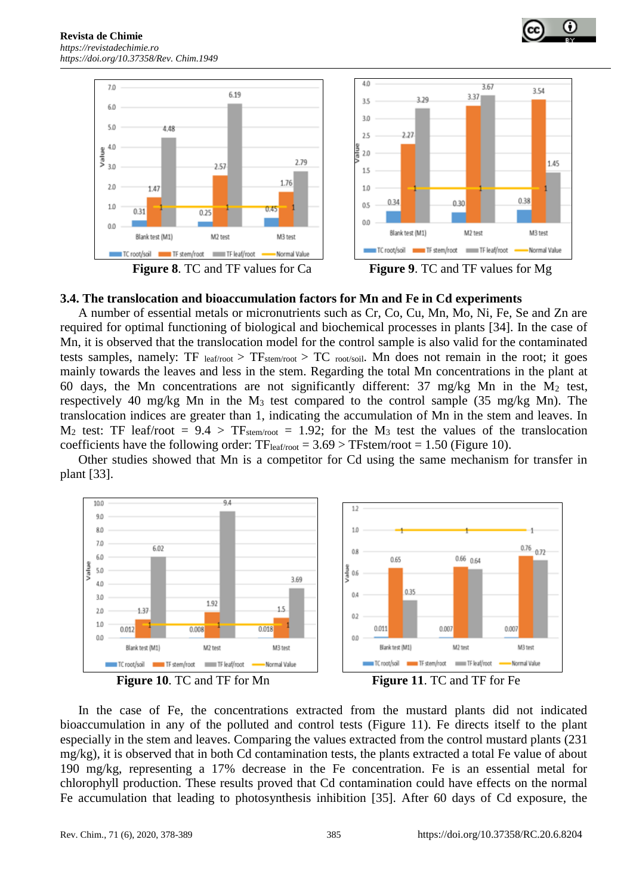Figure 8. TC and TF values for Ca

Figure 9. TC and TF values for Mg

### 3.4. The translocation and bioaccumulation factors for Mn and Fe in Cd experiments

A number of essential metals or micronutrients such as Cr, Co, Cu, Mn, Mo, Ni, Fe, Se and Zn are required for optimal functioning of biological and biochemical processes in plants [34]. In the case of Mn, it is observed that the translocation model for the control sample is also valid for the contaminated tests samples, namely: $TF_{leaf/root} > TF_{stem/root} > TC_{root/soil}$. Mn does not remain in the root; it goes mainly towards the leaves and less in the stem. Regarding the total Mn concentrations in the plant at 60 days, the Mn concentrations are not significantly different: 37 mg/kg Mn in the $M_2$ test, respectively 40 mg/kg Mn in the $M_3$ test compared to the control sample (35 mg/kg Mn). The translocation indices are greater than 1, indicating the accumulation of Mn in the stem and leaves. In $M_2$ test: TF leaf/root = 9.4 > $TF_{stem/root}$ = 1.92; for the $M_3$ test the values of the translocation coefficients have the following order: $TF_{leaf/root}$ = 3.69 > TFstem/root = 1.50 (Figure 10).

Other studies showed that Mn is a competitor for Cd using the same mechanism for transfer in plant [33].

Figure 10. TC and TF for Mn

Figure 11. TC and TF for Fe

In the case of Fe, the concentrations extracted from the mustard plants did not indicated bioaccumulation in any of the polluted and control tests (Figure 11). Fe directs itself to the plant especially in the stem and leaves. Comparing the values extracted from the control mustard plants (231 mg/kg), it is observed that in both Cd contamination tests, the plants extracted a total Fe value of about 190 mg/kg, representing a 17% decrease in the Fe concentration. Fe is an essential metal for chlorophyll production. These results proved that Cd contamination could have effects on the normal Fe accumulation that leading to photosynthesis inhibition [35]. After 60 days of Cd exposure, the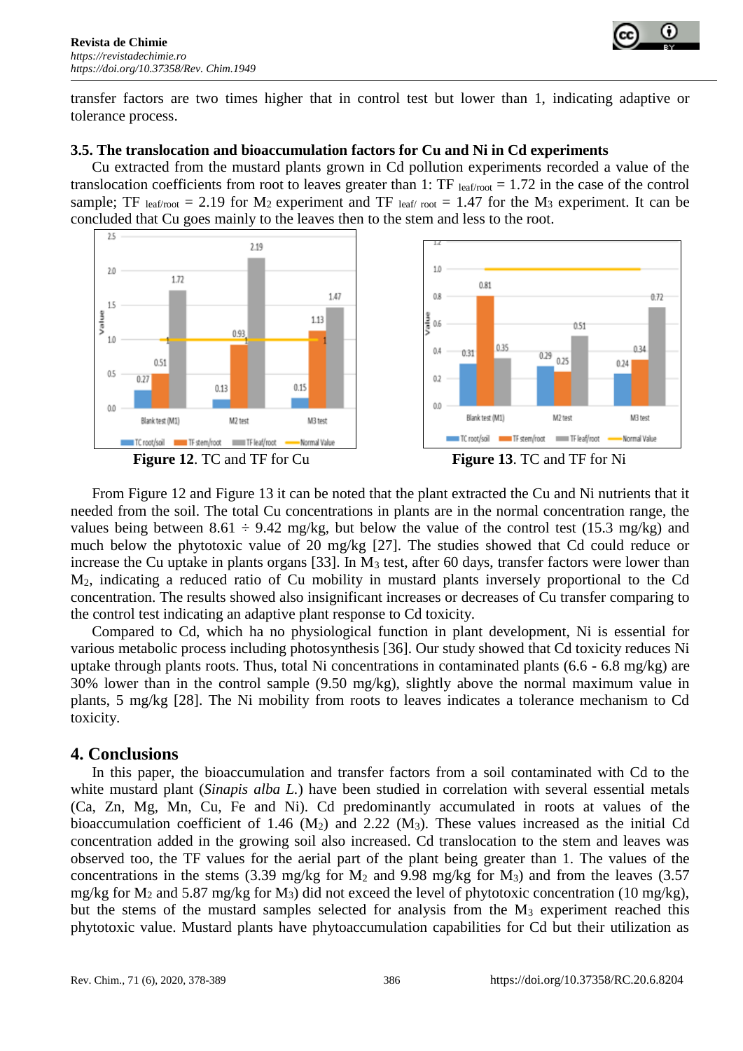transfer factors are two times higher that in control test but lower than 1, indicating adaptive or tolerance process.

### 3.5. The translocation and bioaccumulation factors for Cu and Ni in Cd experiments

Cu extracted from the mustard plants grown in Cd pollution experiments recorded a value of the translocation coefficients from root to leaves greater than 1: $TF_{leaf/root} = 1.72$ in the case of the control sample; $TF_{leaf/root} = 2.19$ for $M_2$ experiment and $TF_{leaf/root} = 1.47$ for the $M_3$ experiment. It can be concluded that Cu goes mainly to the leaves then to the stem and less to the root.

**Figure 12**. TC and TF for Cu

**Figure 13**. TC and TF for Ni

From Figure 12 and Figure 13 it can be noted that the plant extracted the Cu and Ni nutrients that it needed from the soil. The total Cu concentrations in plants are in the normal concentration range, the values being between 8.61 ÷ 9.42 mg/kg, but below the value of the control test (15.3 mg/kg) and much below the phytotoxic value of 20 mg/kg [27]. The studies showed that Cd could reduce or increase the Cu uptake in plants organs [33]. In $M_3$ test, after 60 days, transfer factors were lower than $M_2$, indicating a reduced ratio of Cu mobility in mustard plants inversely proportional to the Cd concentration. The results showed also insignificant increases or decreases of Cu transfer comparing to the control test indicating an adaptive plant response to Cd toxicity.

Compared to Cd, which ha no physiological function in plant development, Ni is essential for various metabolic process including photosynthesis [36]. Our study showed that Cd toxicity reduces Ni uptake through plants roots. Thus, total Ni concentrations in contaminated plants (6.6 - 6.8 mg/kg) are 30% lower than in the control sample (9.50 mg/kg), slightly above the normal maximum value in plants, 5 mg/kg [28]. The Ni mobility from roots to leaves indicates a tolerance mechanism to Cd toxicity.

## 4. Conclusions

In this paper, the bioaccumulation and transfer factors from a soil contaminated with Cd to the white mustard plant (*Sinapis alba L.*) have been studied in correlation with several essential metals (Ca, Zn, Mg, Mn, Cu, Fe and Ni). Cd predominantly accumulated in roots at values of the bioaccumulation coefficient of 1.46 ($M_2$) and 2.22 ($M_3$). These values increased as the initial Cd concentration added in the growing soil also increased. Cd translocation to the stem and leaves was observed too, the TF values for the aerial part of the plant being greater than 1. The values of the concentrations in the stems (3.39 mg/kg for $M_2$ and 9.98 mg/kg for $M_3$) and from the leaves (3.57 mg/kg for $M_2$ and 5.87 mg/kg for $M_3$) did not exceed the level of phytotoxic concentration (10 mg/kg), but the stems of the mustard samples selected for analysis from the $M_3$ experiment reached this phytotoxic value. Mustard plants have phytoaccumulation capabilities for Cd but their utilization as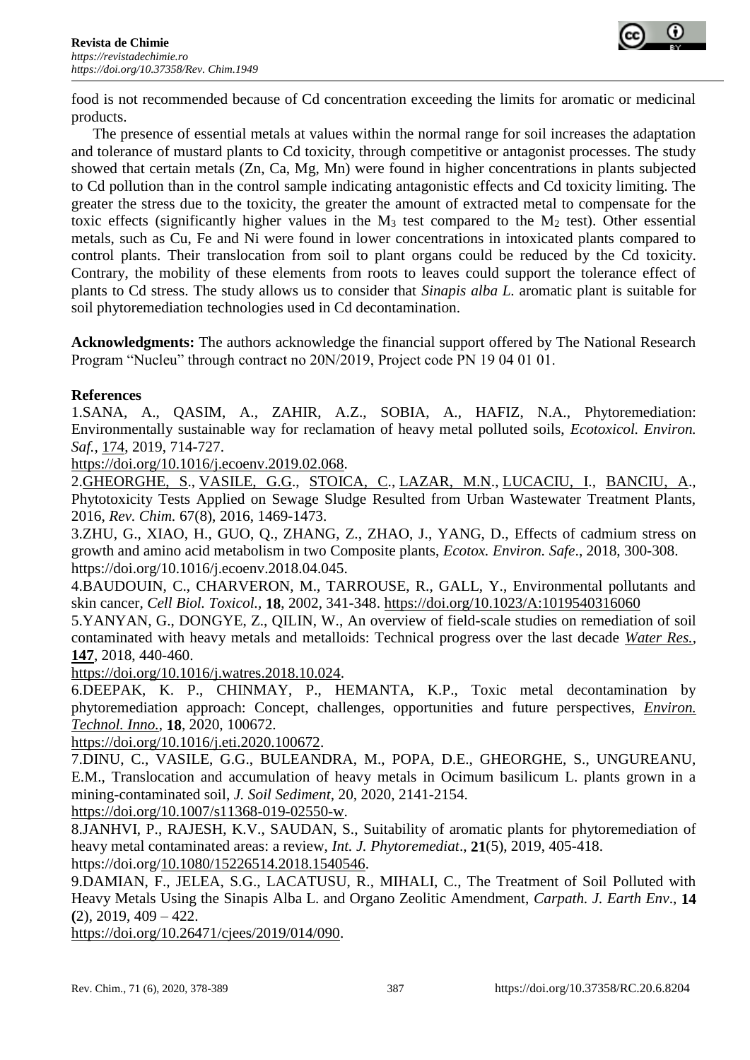food is not recommended because of Cd concentration exceeding the limits for aromatic or medicinal products.

The presence of essential metals at values within the normal range for soil increases the adaptation and tolerance of mustard plants to Cd toxicity, through competitive or antagonist processes. The study showed that certain metals (Zn, Ca, Mg, Mn) were found in higher concentrations in plants subjected to Cd pollution than in the control sample indicating antagonistic effects and Cd toxicity limiting. The greater the stress due to the toxicity, the greater the amount of extracted metal to compensate for the toxic effects (significantly higher values in the $M_3$ test compared to the $M_2$ test). Other essential metals, such as Cu, Fe and Ni were found in lower concentrations in intoxicated plants compared to control plants. Their translocation from soil to plant organs could be reduced by the Cd toxicity. Contrary, the mobility of these elements from roots to leaves could support the tolerance effect of plants to Cd stress. The study allows us to consider that *Sinapis alba L.* aromatic plant is suitable for soil phytoremediation technologies used in Cd decontamination.

**Acknowledgments:** The authors acknowledge the financial support offered by The National Research Program "Nucleu" through contract no 20N/2019, Project code PN 19 04 01 01.

## References

1.SANA, A., QASIM, A., ZAHIR, A.Z., SOBIA, A., HAFIZ, N.A., Phytoremediation: Environmentally sustainable way for reclamation of heavy metal polluted soils, *Ecotoxicol. Environ. Saf.*, 174, 2019, 714-727.
https://doi.org/10.1016/j.ecoenv.2019.02.068.

2.GHEORGHE, S., VASILE, G.G., STOICA, C., LAZAR, M.N., LUCACIU, I., BANCIU, A., Phytotoxicity Tests Applied on Sewage Sludge Resulted from Urban Wastewater Treatment Plants, 2016, *Rev. Chim.* 67(8), 2016, 1469-1473.

3.ZHU, G., XIAO, H., GUO, Q., ZHANG, Z., ZHAO, J., YANG, D., Effects of cadmium stress on growth and amino acid metabolism in two Composite plants, *Ecotox. Environ. Safe*., 2018, 300-308.
https://doi.org/10.1016/j.ecoenv.2018.04.045.

4.BAUDOUIN, C., CHARVERON, M., TARROUSE, R., GALL, Y., Environmental pollutants and skin cancer, *Cell Biol. Toxicol.,* **18**, 2002, 341-348. https://doi.org/10.1023/A:1019540316060

5.YANYAN, G., DONGYE, Z., QILIN, W., An overview of field-scale studies on remediation of soil contaminated with heavy metals and metalloids: Technical progress over the last decade *Water Res.*, **147**, 2018, 440-460.
https://doi.org/10.1016/j.watres.2018.10.024.

6.DEEPAK, K. P., CHINMAY, P., HEMANTA, K.P., Toxic metal decontamination by phytoremediation approach: Concept, challenges, opportunities and future perspectives, *Environ. Technol. Inno.*, **18**, 2020, 100672.
https://doi.org/10.1016/j.eti.2020.100672.

7.DINU, C., VASILE, G.G., BULEANDRA, M., POPA, D.E., GHEORGHE, S., UNGUREANU, E.M., Translocation and accumulation of heavy metals in Ocimum basilicum L. plants grown in a mining-contaminated soil, *J. Soil Sediment*, 20, 2020, 2141-2154.
https://doi.org/10.1007/s11368-019-02550-w.

8.JANHVI, P., RAJESH, K.V., SAUDAN, S., Suitability of aromatic plants for phytoremediation of heavy metal contaminated areas: a review, *Int. J. Phytoremediat*., **21**(5), 2019, 405-418.
https://doi.org/10.1080/15226514.2018.1540546.

9.DAMIAN, F., JELEA, S.G., LACATUSU, R., MIHALI, C., The Treatment of Soil Polluted with Heavy Metals Using the Sinapis Alba L. and Organo Zeolitic Amendment, *Carpath. J. Earth Env*., **14 (**2), 2019, 409 – 422.
https://doi.org/10.26471/cjees/2019/014/090.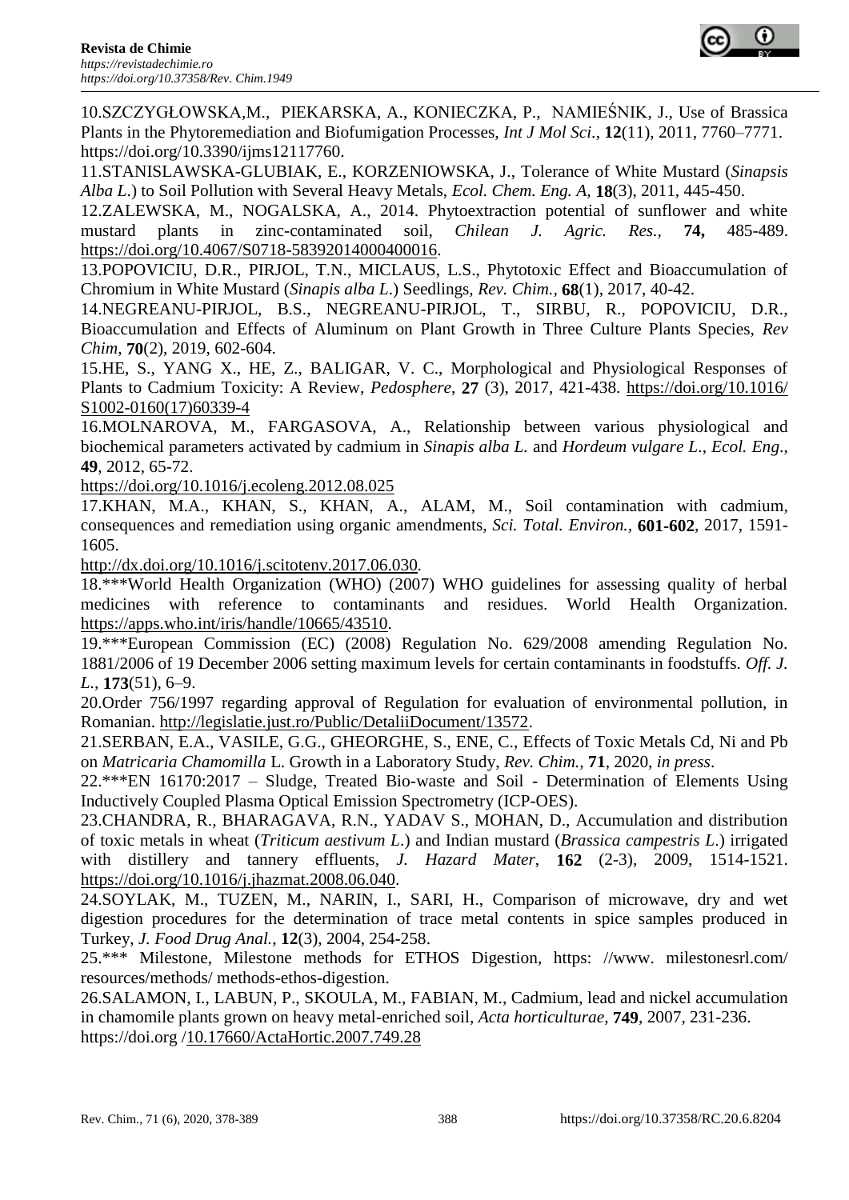10.SZCZYGŁOWSKA,M., PIEKARSKA, A., KONIECZKA, P., NAMIEŚNIK, J., Use of Brassica Plants in the Phytoremediation and Biofumigation Processes, *Int J Mol Sci.*, **12**(11), 2011, 7760–7771. https://doi.org/10.3390/ijms12117760.

11.STANISLAWSKA-GLUBIAK, E., KORZENIOWSKA, J., Tolerance of White Mustard (*Sinapsis Alba L.*) to Soil Pollution with Several Heavy Metals, *Ecol. Chem. Eng. A*, **18**(3), 2011, 445-450.

12.ZALEWSKA, M., NOGALSKA, A., 2014. Phytoextraction potential of sunflower and white mustard plants in zinc-contaminated soil, *Chilean J. Agric. Res.*, **74,** 485-489. https://doi.org/10.4067/S0718-58392014000400016.

13.POPOVICIU, D.R., PIRJOL, T.N., MICLAUS, L.S., Phytotoxic Effect and Bioaccumulation of Chromium in White Mustard (*Sinapis alba L.*) Seedlings, *Rev. Chim.,* **68**(1), 2017, 40-42.

14.NEGREANU-PIRJOL, B.S., NEGREANU-PIRJOL, T., SIRBU, R., POPOVICIU, D.R., Bioaccumulation and Effects of Aluminum on Plant Growth in Three Culture Plants Species, *Rev Chim*, **70**(2), 2019, 602-604.

15.HE, S., YANG X., HE, Z., BALIGAR, V. C., Morphological and Physiological Responses of Plants to Cadmium Toxicity: A Review, *Pedosphere*, **27** (3), 2017, 421-438. https://doi.org/10.1016/S1002-0160(17)60339-4

16.MOLNAROVA, M., FARGASOVA, A., Relationship between various physiological and biochemical parameters activated by cadmium in *Sinapis alba L.* and *Hordeum vulgare L*., *Ecol. Eng*., **49**, 2012, 65-72.
https://doi.org/10.1016/j.ecoleng.2012.08.025

17.KHAN, M.A., KHAN, S., KHAN, A., ALAM, M., Soil contamination with cadmium, consequences and remediation using organic amendments, *Sci. Total. Environ.,* **601-602**, 2017, 1591-1605.
http://dx.doi.org/10.1016/j.scitotenv.2017.06.030.

18.***World Health Organization (WHO) (2007) WHO guidelines for assessing quality of herbal medicines with reference to contaminants and residues. World Health Organization. https://apps.who.int/iris/handle/10665/43510.

19.***European Commission (EC) (2008) Regulation No. 629/2008 amending Regulation No. 1881/2006 of 19 December 2006 setting maximum levels for certain contaminants in foodstuffs. *Off. J. L*., **173**(51), 6–9.

20.Order 756/1997 regarding approval of Regulation for evaluation of environmental pollution, in Romanian. http://legislatie.just.ro/Public/DetaliiDocument/13572.

21.SERBAN, E.A., VASILE, G.G., GHEORGHE, S., ENE, C., Effects of Toxic Metals Cd, Ni and Pb on *Matricaria Chamomilla* L. Growth in a Laboratory Study, *Rev. Chim.*, **71**, 2020, *in press*.

22.***EN 16170:2017 – Sludge, Treated Bio-waste and Soil - Determination of Elements Using Inductively Coupled Plasma Optical Emission Spectrometry (ICP-OES).

23.CHANDRA, R., BHARAGAVA, R.N., YADAV S., MOHAN, D., Accumulation and distribution of toxic metals in wheat (*Triticum aestivum L.*) and Indian mustard (*Brassica campestris L.*) irrigated with distillery and tannery effluents, *J. Hazard Mater*, **162** (2-3), 2009, 1514-1521. https://doi.org/10.1016/j.jhazmat.2008.06.040.

24.SOYLAK, M., TUZEN, M., NARIN, I., SARI, H., Comparison of microwave, dry and wet digestion procedures for the determination of trace metal contents in spice samples produced in Turkey, *J. Food Drug Anal.*, **12**(3), 2004, 254-258.

25.*** Milestone, Milestone methods for ETHOS Digestion, https: //www. milestonesrl.com/ resources/methods/ methods-ethos-digestion.

26.SALAMON, I., LABUN, P., SKOULA, M., FABIAN, M., Cadmium, lead and nickel accumulation in chamomile plants grown on heavy metal-enriched soil, *Acta horticulturae*, **749**, 2007, 231-236. https://doi.org /10.17660/ActaHortic.2007.749.28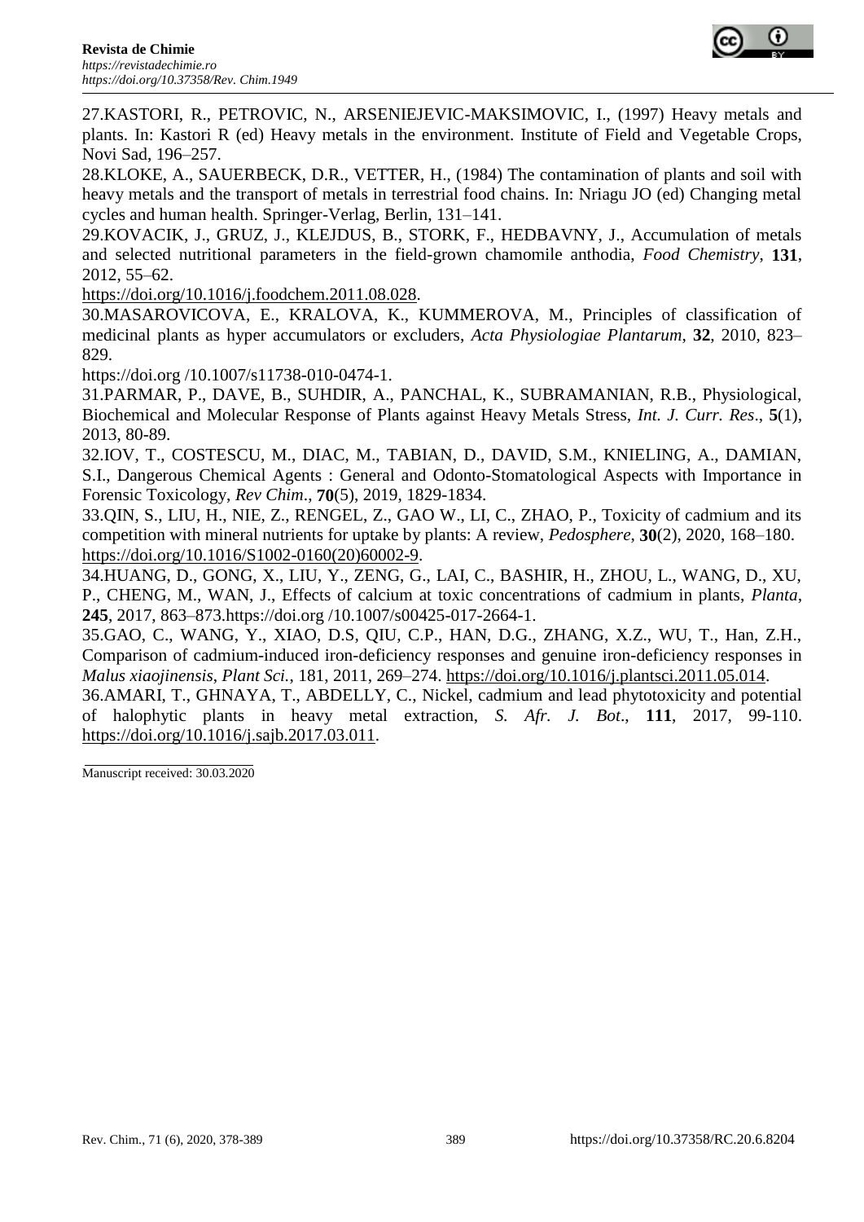27.KASTORI, R., PETROVIC, N., ARSENIEJEVIC-MAKSIMOVIC, I., (1997) Heavy metals and plants. In: Kastori R (ed) Heavy metals in the environment. Institute of Field and Vegetable Crops, Novi Sad, 196–257.

28.KLOKE, A., SAUERBECK, D.R., VETTER, H., (1984) The contamination of plants and soil with heavy metals and the transport of metals in terrestrial food chains. In: Nriagu JO (ed) Changing metal cycles and human health. Springer-Verlag, Berlin, 131–141.

29.KOVACIK, J., GRUZ, J., KLEJDUS, B., STORK, F., HEDBAVNY, J., Accumulation of metals and selected nutritional parameters in the field-grown chamomile anthodia, *Food Chemistry*, **131**, 2012, 55–62.
https://doi.org/10.1016/j.foodchem.2011.08.028.

30.MASAROVICOVA, E., KRALOVA, K., KUMMEROVA, M., Principles of classification of medicinal plants as hyper accumulators or excluders, *Acta Physiologiae Plantarum*, **32**, 2010, 823–829.
https://doi.org /10.1007/s11738-010-0474-1.

31.PARMAR, P., DAVE, B., SUHDIR, A., PANCHAL, K., SUBRAMANIAN, R.B., Physiological, Biochemical and Molecular Response of Plants against Heavy Metals Stress, *Int. J. Curr. Res*., **5**(1), 2013, 80-89.

32.IOV, T., COSTESCU, M., DIAC, M., TABIAN, D., DAVID, S.M., KNIELING, A., DAMIAN, S.I., Dangerous Chemical Agents : General and Odonto-Stomatological Aspects with Importance in Forensic Toxicology, *Rev Chim*., **70**(5), 2019, 1829-1834.

33.QIN, S., LIU, H., NIE, Z., RENGEL, Z., GAO W., LI, C., ZHAO, P., Toxicity of cadmium and its competition with mineral nutrients for uptake by plants: A review, *Pedosphere*, **30**(2), 2020, 168–180.
https://doi.org/10.1016/S1002-0160(20)60002-9.

34.HUANG, D., GONG, X., LIU, Y., ZENG, G., LAI, C., BASHIR, H., ZHOU, L., WANG, D., XU, P., CHENG, M., WAN, J., Effects of calcium at toxic concentrations of cadmium in plants, *Planta*, **245**, 2017, 863–873.https://doi.org /10.1007/s00425-017-2664-1.

35.GAO, C., WANG, Y., XIAO, D.S, QIU, C.P., HAN, D.G., ZHANG, X.Z., WU, T., Han, Z.H., Comparison of cadmium-induced iron-deficiency responses and genuine iron-deficiency responses in *Malus xiaojinensis*, *Plant Sci.*, 181, 2011, 269–274. https://doi.org/10.1016/j.plantsci.2011.05.014.

36.AMARI, T., GHNAYA, T., ABDELLY, C., Nickel, cadmium and lead phytotoxicity and potential of halophytic plants in heavy metal extraction, *S. Afr. J. Bot*., **111**, 2017, 99-110. https://doi.org/10.1016/j.sajb.2017.03.011.

Manuscript received: 30.03.2020